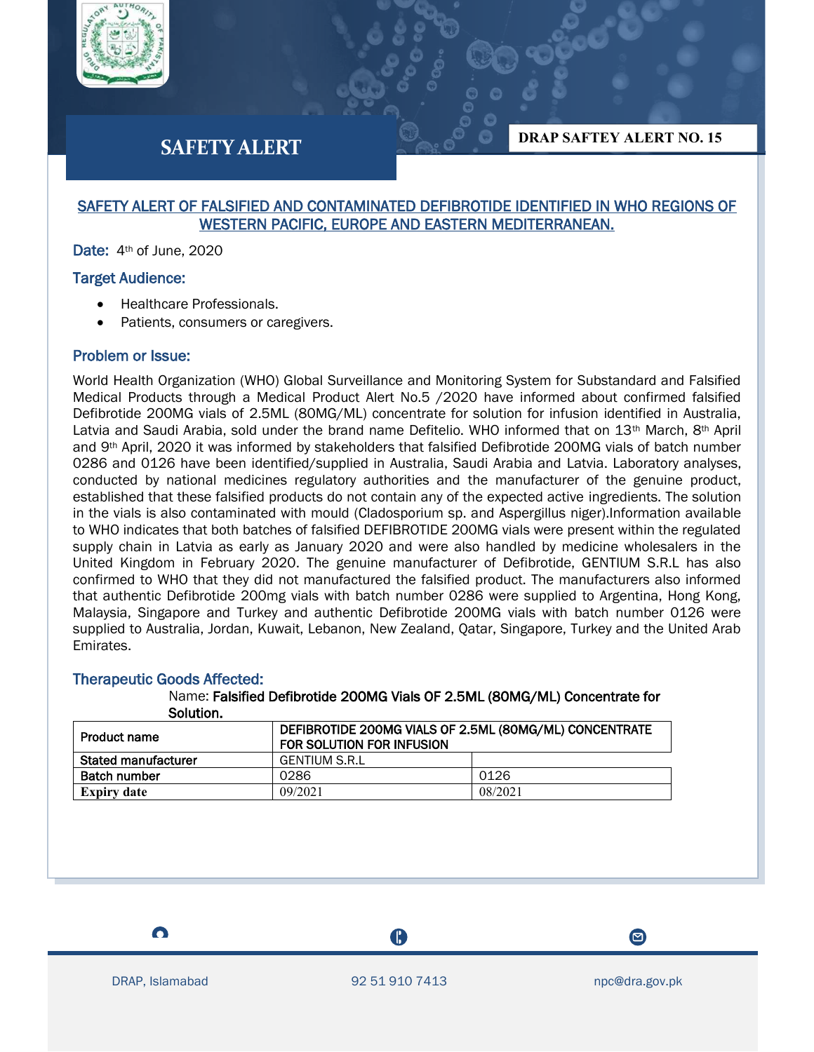# SAFETY ALERT

**DRAP SAFTEY ALERT NO. 15**

## SAFETY ALERT OF FALSIFIED AND CONTAMINATED DEFIBROTIDE IDENTIFIED IN WHO REGIONS OF WESTERN PACIFIC, EUROPE AND EASTERN MEDITERRANEAN.

**Date:** 4th of June, 2020

### Target Audience:

- Healthcare Professionals.
- Patients, consumers or caregivers.

### Problem or Issue:

World Health Organization (WHO) Global Surveillance and Monitoring System for Substandard and Falsified Medical Products through a Medical Product Alert No.5 /2020 have informed about confirmed falsified Defibrotide 200MG vials of 2.5ML (80MG/ML) concentrate for solution for infusion identified in Australia, Latvia and Saudi Arabia, sold under the brand name Defitelio. WHO informed that on 13th March, 8th April and 9th April, 2020 it was informed by stakeholders that falsified Defibrotide 200MG vials of batch number 0286 and 0126 have been identified/supplied in Australia, Saudi Arabia and Latvia. Laboratory analyses, conducted by national medicines regulatory authorities and the manufacturer of the genuine product, established that these falsified products do not contain any of the expected active ingredients. The solution in the vials is also contaminated with mould (Cladosporium sp. and Aspergillus niger).Information available to WHO indicates that both batches of falsified DEFIBROTIDE 200MG vials were present within the regulated supply chain in Latvia as early as January 2020 and were also handled by medicine wholesalers in the United Kingdom in February 2020. The genuine manufacturer of Defibrotide, GENTIUM S.R.L has also confirmed to WHO that they did not manufactured the falsified product. The manufacturers also informed that authentic Defibrotide 200mg vials with batch number 0286 were supplied to Argentina, Hong Kong, Malaysia, Singapore and Turkey and authentic Defibrotide 200MG vials with batch number 0126 were supplied to Australia, Jordan, Kuwait, Lebanon, New Zealand, Qatar, Singapore, Turkey and the United Arab Emirates.

### Therapeutic Goods Affected:

Name: **Falsified Defibrotide 200MG Vials OF 2.5ML (80MG/ML) Concentrate for Solution.**

| Product name | DEFIBROTIDE 200MG VIALS OF 2.5ML (80MG/ML) CONCENTRATE FOR SOLUTION FOR INFUSION | |
|---|---|---|
| Stated manufacturer | GENTIUM S.R.L | |
| Batch number | 0286 | 0126 |
| Expiry date | 09/2021 | 08/2021 |

DRAP, Islamabad | 92 51 910 7413 | npc@dra.gov.pk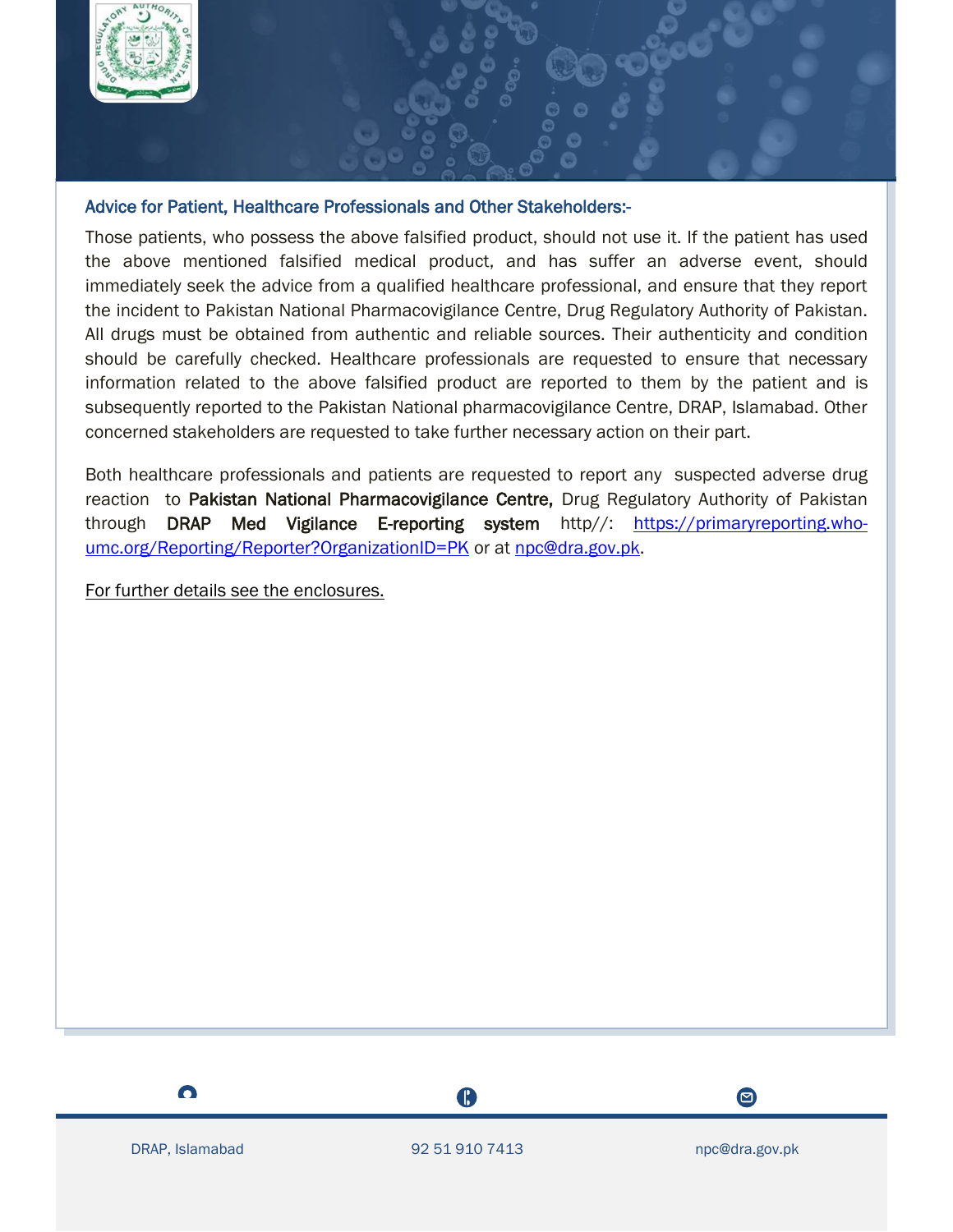### Advice for Patient, Healthcare Professionals and Other Stakeholders:-

Those patients, who possess the above falsified product, should not use it. If the patient has used the above mentioned falsified medical product, and has suffer an adverse event, should immediately seek the advice from a qualified healthcare professional, and ensure that they report the incident to Pakistan National Pharmacovigilance Centre, Drug Regulatory Authority of Pakistan. All drugs must be obtained from authentic and reliable sources. Their authenticity and condition should be carefully checked. Healthcare professionals are requested to ensure that necessary information related to the above falsified product are reported to them by the patient and is subsequently reported to the Pakistan National pharmacovigilance Centre, DRAP, Islamabad. Other concerned stakeholders are requested to take further necessary action on their part.

Both healthcare professionals and patients are requested to report any suspected adverse drug reaction to **Pakistan National Pharmacovigilance Centre,** Drug Regulatory Authority of Pakistan through **DRAP Med Vigilance E-reporting system** http//: https://primaryreporting.who-umc.org/Reporting/Reporter?OrganizationID=PK or at npc@dra.gov.pk.

For further details see the enclosures.

DRAP, Islamabad | 92 51 910 7413 | npc@dra.gov.pk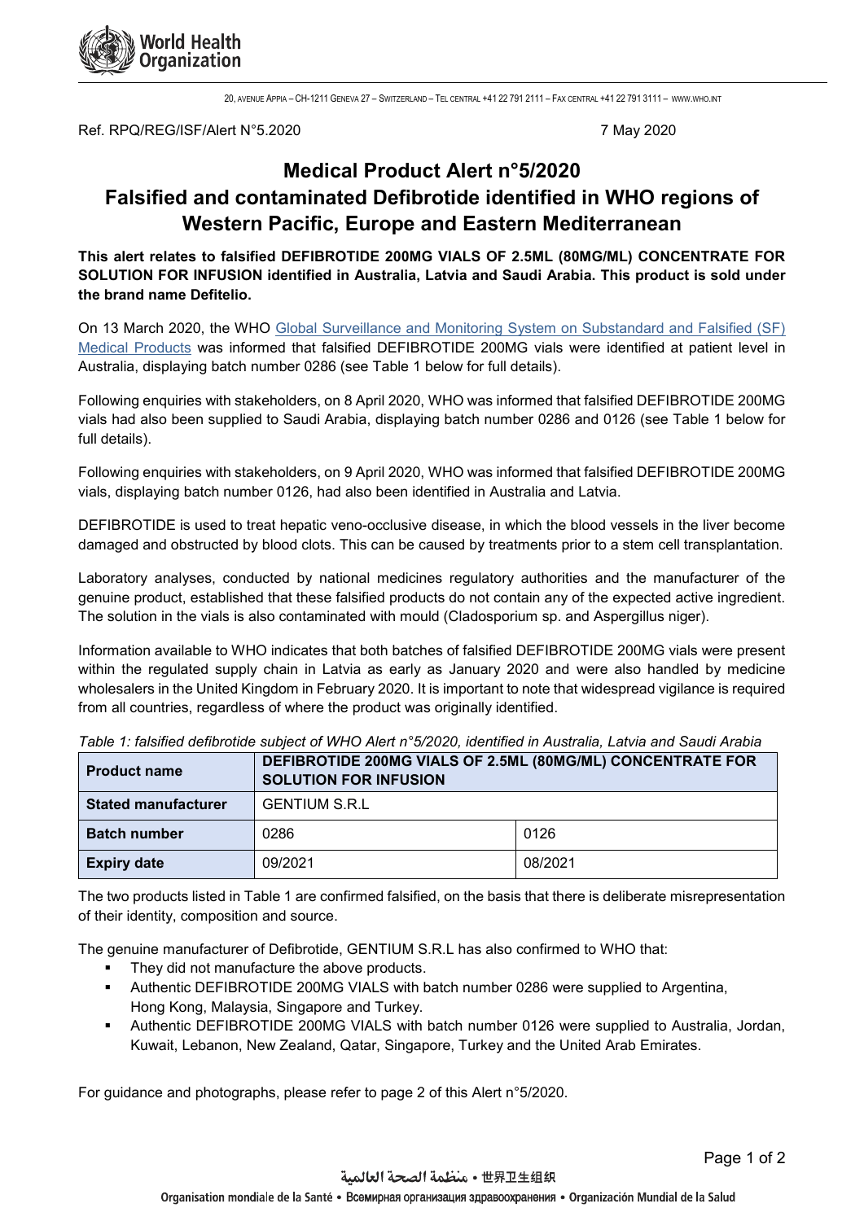20, AVENUE APPIA – CH-1211 GENEVA 27 – SWITZERLAND – TEL CENTRAL +41 22 791 2111 – FAX CENTRAL +41 22 791 3111 – WWW.WHO.INT

Ref. RPQ/REG/ISF/Alert N°5.2020 7 May 2020

# Medical Product Alert n°5/2020

# Falsified and contaminated Defibrotide identified in WHO regions of Western Pacific, Europe and Eastern Mediterranean

**This alert relates to falsified DEFIBROTIDE 200MG VIALS OF 2.5ML (80MG/ML) CONCENTRATE FOR SOLUTION FOR INFUSION identified in Australia, Latvia and Saudi Arabia. This product is sold under the brand name Defitelio.**

On 13 March 2020, the WHO Global Surveillance and Monitoring System on Substandard and Falsified (SF) Medical Products was informed that falsified DEFIBROTIDE 200MG vials were identified at patient level in Australia, displaying batch number 0286 (see Table 1 below for full details).

Following enquiries with stakeholders, on 8 April 2020, WHO was informed that falsified DEFIBROTIDE 200MG vials had also been supplied to Saudi Arabia, displaying batch number 0286 and 0126 (see Table 1 below for full details).

Following enquiries with stakeholders, on 9 April 2020, WHO was informed that falsified DEFIBROTIDE 200MG vials, displaying batch number 0126, had also been identified in Australia and Latvia.

DEFIBROTIDE is used to treat hepatic veno-occlusive disease, in which the blood vessels in the liver become damaged and obstructed by blood clots. This can be caused by treatments prior to a stem cell transplantation.

Laboratory analyses, conducted by national medicines regulatory authorities and the manufacturer of the genuine product, established that these falsified products do not contain any of the expected active ingredient. The solution in the vials is also contaminated with mould (Cladosporium sp. and Aspergillus niger).

Information available to WHO indicates that both batches of falsified DEFIBROTIDE 200MG vials were present within the regulated supply chain in Latvia as early as January 2020 and were also handled by medicine wholesalers in the United Kingdom in February 2020. It is important to note that widespread vigilance is required from all countries, regardless of where the product was originally identified.

*Table 1: falsified defibrotide subject of WHO Alert n°5/2020, identified in Australia, Latvia and Saudi Arabia*

| **Product name** | **DEFIBROTIDE 200MG VIALS OF 2.5ML (80MG/ML) CONCENTRATE FOR SOLUTION FOR INFUSION** | |
|---|---|---|
| **Stated manufacturer** | GENTIUM S.R.L | |
| **Batch number** | 0286 | 0126 |
| **Expiry date** | 09/2021 | 08/2021 |

The two products listed in Table 1 are confirmed falsified, on the basis that there is deliberate misrepresentation of their identity, composition and source.

The genuine manufacturer of Defibrotide, GENTIUM S.R.L has also confirmed to WHO that:

- They did not manufacture the above products.
- Authentic DEFIBROTIDE 200MG VIALS with batch number 0286 were supplied to Argentina, Hong Kong, Malaysia, Singapore and Turkey.
- Authentic DEFIBROTIDE 200MG VIALS with batch number 0126 were supplied to Australia, Jordan, Kuwait, Lebanon, New Zealand, Qatar, Singapore, Turkey and the United Arab Emirates.

For guidance and photographs, please refer to page 2 of this Alert n°5/2020.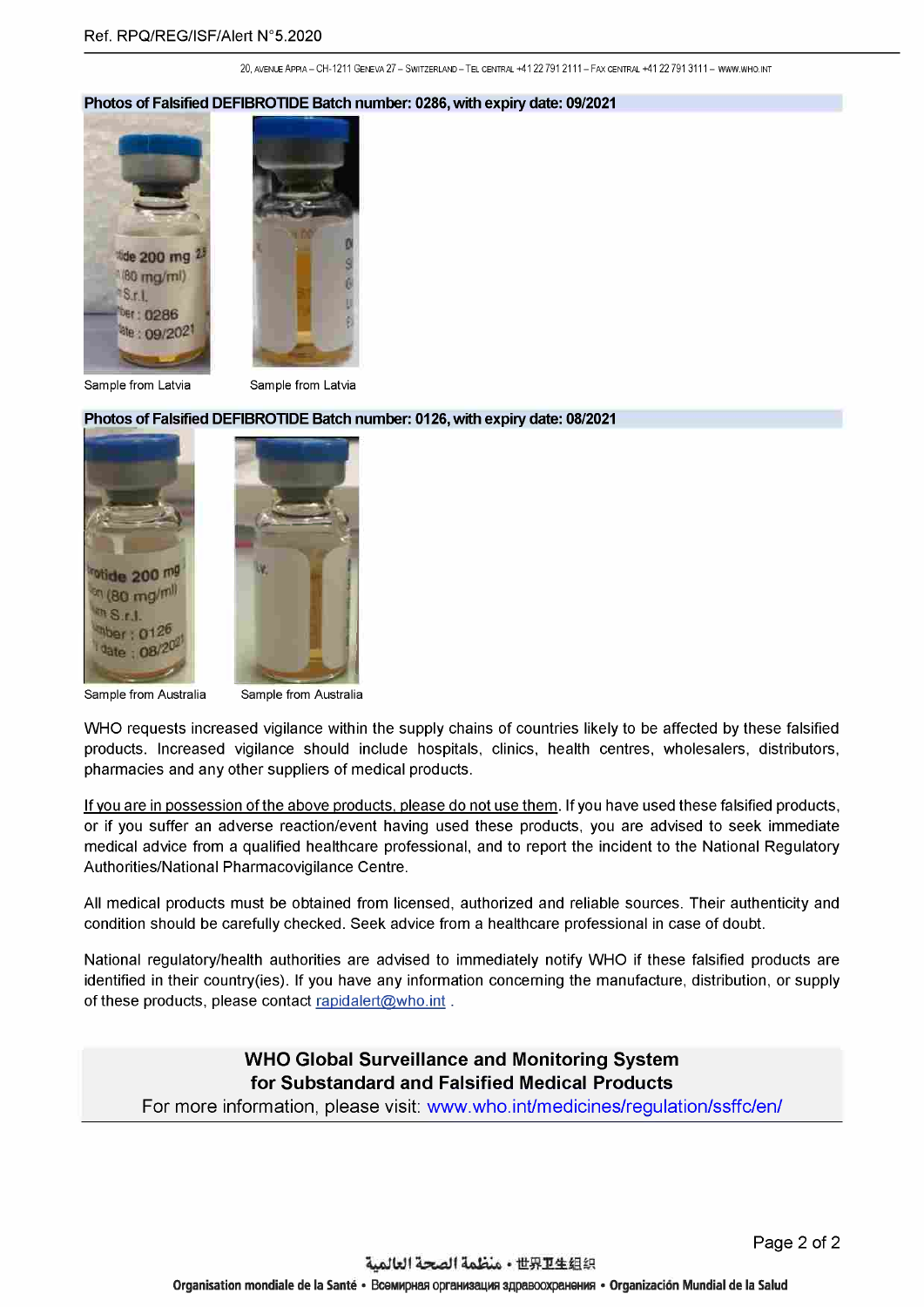## Photos of Falsified DEFIBROTIDE Batch number: 0286, with expiry date: 09/2021

Sample from Latvia

Sample from Latvia

## Photos of Falsified DEFIBROTIDE Batch number: 0126, with expiry date: 08/2021

Sample from Australia

Sample from Australia

WHO requests increased vigilance within the supply chains of countries likely to be affected by these falsified products. Increased vigilance should include hospitals, clinics, health centres, wholesalers, distributors, pharmacies and any other suppliers of medical products.

If you are in possession of the above products, please do not use them. If you have used these falsified products, or if you suffer an adverse reaction/event having used these products, you are advised to seek immediate medical advice from a qualified healthcare professional, and to report the incident to the National Regulatory Authorities/National Pharmacovigilance Centre.

All medical products must be obtained from licensed, authorized and reliable sources. Their authenticity and condition should be carefully checked. Seek advice from a healthcare professional in case of doubt.

National regulatory/health authorities are advised to immediately notify WHO if these falsified products are identified in their country(ies). If you have any information concerning the manufacture, distribution, or supply of these products, please contact rapidalert@who.int .

**WHO Global Surveillance and Monitoring System for Substandard and Falsified Medical Products**

For more information, please visit: www.who.int/medicines/regulation/ssffc/en/